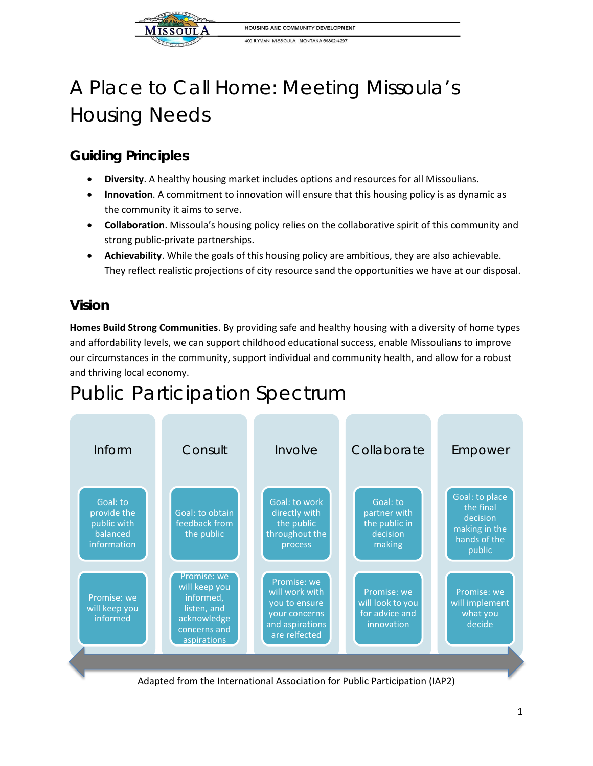# A Place to Call Home: Meeting Missoula's Housing Needs

## Guiding Principles

- **Diversity**. A healthy housing market includes options and resources for all Missoulians.
- **Innovation**. A commitment to innovation will ensure that this housing policy is as dynamic as the community it aims to serve.
- **Collaboration**. Missoula's housing policy relies on the collaborative spirit of this community and strong public-private partnerships.
- **Achievability**. While the goals of this housing policy are ambitious, they are also achievable. They reflect realistic projections of city resource sand the opportunities we have at our disposal.

## Vision

**Homes Build Strong Communities**. By providing safe and healthy housing with a diversity of home types and affordability levels, we can support childhood educational success, enable Missoulians to improve our circumstances in the community, support individual and community health, and allow for a robust and thriving local economy.

# Public Participation Spectrum

| Inform | Consult | Involve | Collaborate | Empower |
|---|---|---|---|---|
| Goal: to provide the public with balanced information | Goal: to obtain feedback from the public | Goal: to work directly with the public throughout the process | Goal: to partner with the public in decision making | Goal: to place the final decision making in the hands of the public |
| Promise: we will keep you informed | Promise: we will keep you informed, listen, and acknowledge concerns and aspirations | Promise: we will work with you to ensure your concerns and aspirations are relfected | Promise: we will look to you for advice and innovation | Promise: we will implement what you decide |

Adapted from the International Association for Public Participation (IAP2)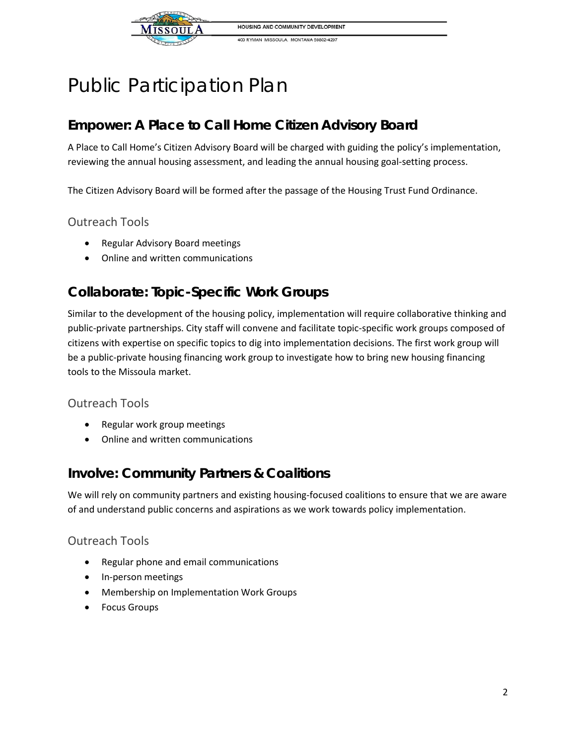# Public Participation Plan

## Empower: A Place to Call Home Citizen Advisory Board

A Place to Call Home's Citizen Advisory Board will be charged with guiding the policy's implementation, reviewing the annual housing assessment, and leading the annual housing goal-setting process.

The Citizen Advisory Board will be formed after the passage of the Housing Trust Fund Ordinance.

### Outreach Tools

- Regular Advisory Board meetings
- Online and written communications

## Collaborate: Topic-Specific Work Groups

Similar to the development of the housing policy, implementation will require collaborative thinking and public-private partnerships. City staff will convene and facilitate topic-specific work groups composed of citizens with expertise on specific topics to dig into implementation decisions. The first work group will be a public-private housing financing work group to investigate how to bring new housing financing tools to the Missoula market.

### Outreach Tools

- Regular work group meetings
- Online and written communications

## Involve: Community Partners & Coalitions

We will rely on community partners and existing housing-focused coalitions to ensure that we are aware of and understand public concerns and aspirations as we work towards policy implementation.

### Outreach Tools

- Regular phone and email communications
- In-person meetings
- Membership on Implementation Work Groups
- Focus Groups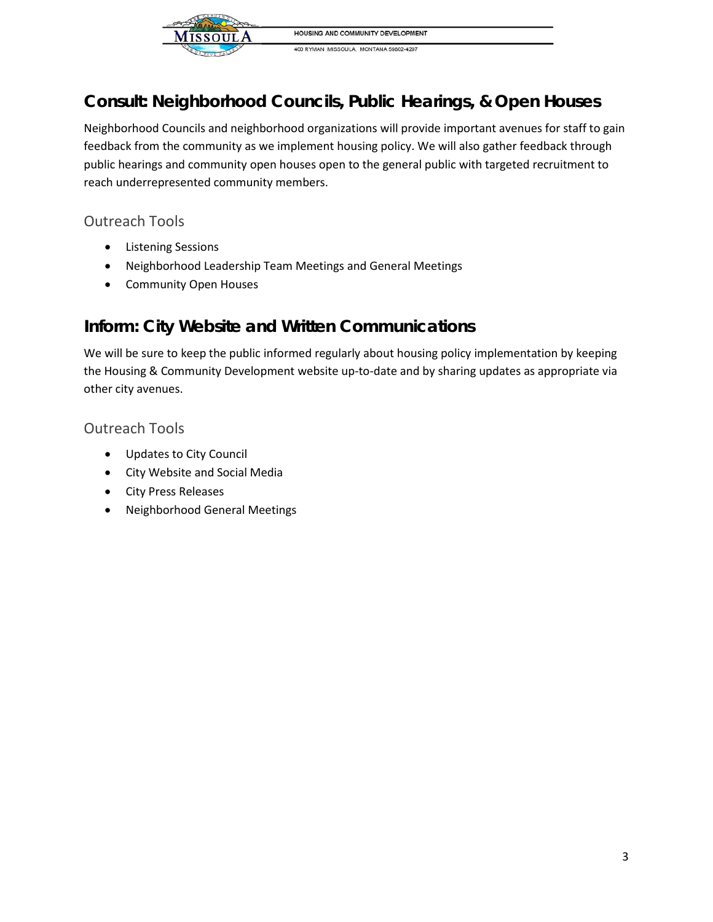## Consult: Neighborhood Councils, Public Hearings, & Open Houses

Neighborhood Councils and neighborhood organizations will provide important avenues for staff to gain feedback from the community as we implement housing policy. We will also gather feedback through public hearings and community open houses open to the general public with targeted recruitment to reach underrepresented community members.

### Outreach Tools

- Listening Sessions
- Neighborhood Leadership Team Meetings and General Meetings
- Community Open Houses

## Inform: City Website and Written Communications

We will be sure to keep the public informed regularly about housing policy implementation by keeping the Housing & Community Development website up-to-date and by sharing updates as appropriate via other city avenues.

### Outreach Tools

- Updates to City Council
- City Website and Social Media
- City Press Releases
- Neighborhood General Meetings